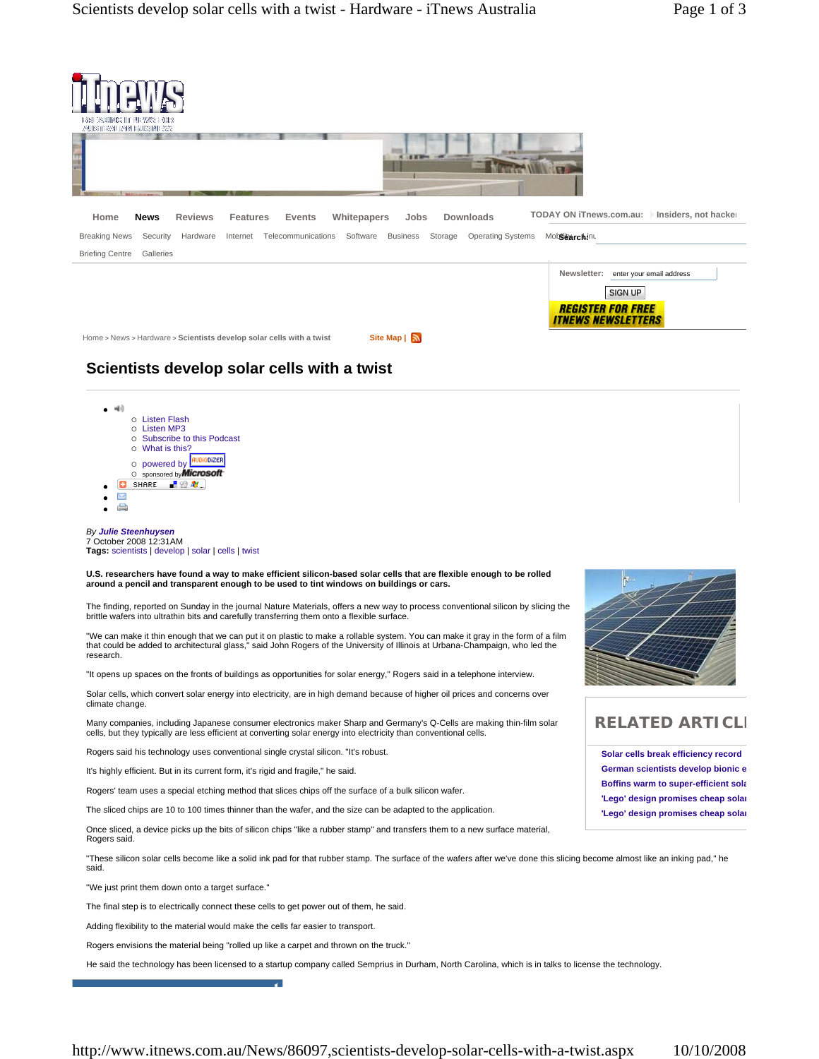Home News Reviews Features Events Whitepapers Jobs Downloads

TODAY ON iTnews.com.au: Insiders, not hacke

Breaking News Security Hardware Internet Telecommunications Software Business Storage Operating Systems Mobility Linux

Search:

Briefing Centre Galleries

Newsletter: enter your email address

SIGN UP

REGISTER FOR FREE ITNEWS NEWSLETTERS

Home > News > Hardware > **Scientists develop solar cells with a twist**

Site Map |

# Scientists develop solar cells with a twist

- Listen Flash
- Listen MP3
- Subscribe to this Podcast
- What is this?
- powered by AUDIODIZER
- sponsored by Microsoft

SHARE

By ***Julie Steenhuysen***
7 October 2008 12:31AM
**Tags:** scientists | develop | solar | cells | twist

**U.S. researchers have found a way to make efficient silicon-based solar cells that are flexible enough to be rolled around a pencil and transparent enough to be used to tint windows on buildings or cars.**

The finding, reported on Sunday in the journal Nature Materials, offers a new way to process conventional silicon by slicing the brittle wafers into ultrathin bits and carefully transferring them onto a flexible surface.

"We can make it thin enough that we can put it on plastic to make a rollable system. You can make it gray in the form of a film that could be added to architectural glass," said John Rogers of the University of Illinois at Urbana-Champaign, who led the research.

"It opens up spaces on the fronts of buildings as opportunities for solar energy," Rogers said in a telephone interview.

Solar cells, which convert solar energy into electricity, are in high demand because of higher oil prices and concerns over climate change.

Many companies, including Japanese consumer electronics maker Sharp and Germany's Q-Cells are making thin-film solar cells, but they typically are less efficient at converting solar energy into electricity than conventional cells.

Rogers said his technology uses conventional single crystal silicon. "It's robust.

It's highly efficient. But in its current form, it's rigid and fragile," he said.

Rogers' team uses a special etching method that slices chips off the surface of a bulk silicon wafer.

The sliced chips are 10 to 100 times thinner than the wafer, and the size can be adapted to the application.

Once sliced, a device picks up the bits of silicon chips "like a rubber stamp" and transfers them to a new surface material, Rogers said.

"These silicon solar cells become like a solid ink pad for that rubber stamp. The surface of the wafers after we've done this slicing become almost like an inking pad," he said.

"We just print them down onto a target surface."

The final step is to electrically connect these cells to get power out of them, he said.

Adding flexibility to the material would make the cells far easier to transport.

Rogers envisions the material being "rolled up like a carpet and thrown on the truck."

He said the technology has been licensed to a startup company called Semprius in Durham, North Carolina, which is in talks to license the technology.

## RELATED ARTICLES

- Solar cells break efficiency record
- German scientists develop bionic e
- Boffins warm to super-efficient sola
- 'Lego' design promises cheap sola
- 'Lego' design promises cheap sola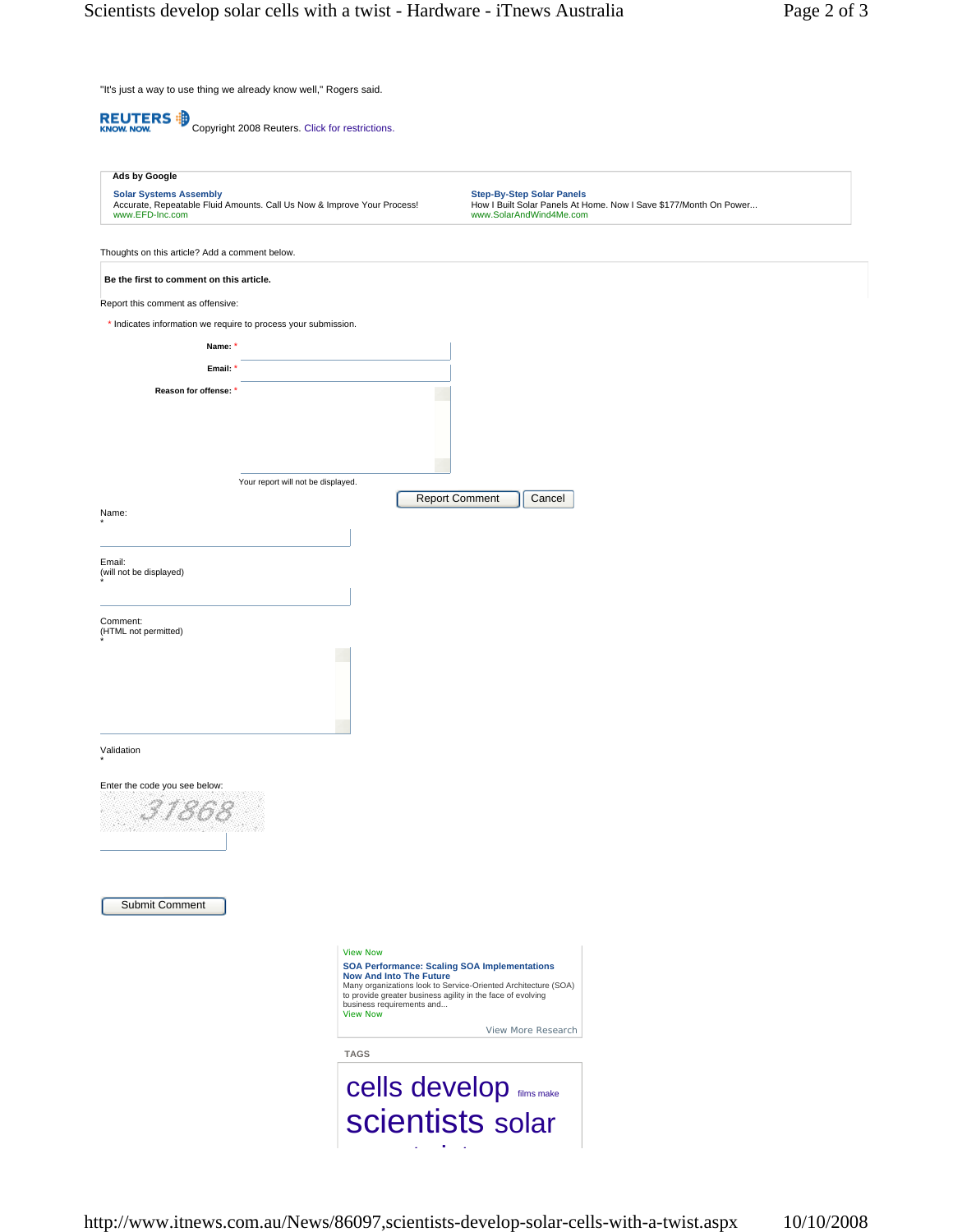"It's just a way to use thing we already know well," Rogers said.

REUTERS KNOW. NOW. Copyright 2008 Reuters. Click for restrictions.

**Ads by Google**

**Solar Systems Assembly**
Accurate, Repeatable Fluid Amounts. Call Us Now & Improve Your Process!
www.EFD-Inc.com

**Step-By-Step Solar Panels**
How I Built Solar Panels At Home. Now I Save $177/Month On Power...
www.SolarAndWind4Me.com

Thoughts on this article? Add a comment below.

**Be the first to comment on this article.**

Report this comment as offensive:

* Indicates information we require to process your submission.

**Name:** *

**Email:** *

**Reason for offense:** *

Your report will not be displayed.

Report Comment | Cancel

Name:
*

Email:
(will not be displayed)
*

Comment:
(HTML not permitted)
*

Validation
*

Enter the code you see below:

31868

Submit Comment

View Now

**SOA Performance: Scaling SOA Implementations Now And Into The Future**
Many organizations look to Service-Oriented Architecture (SOA) to provide greater business agility in the face of evolving business requirements and...
View Now

View More Research

TAGS

cells develop films make scientists solar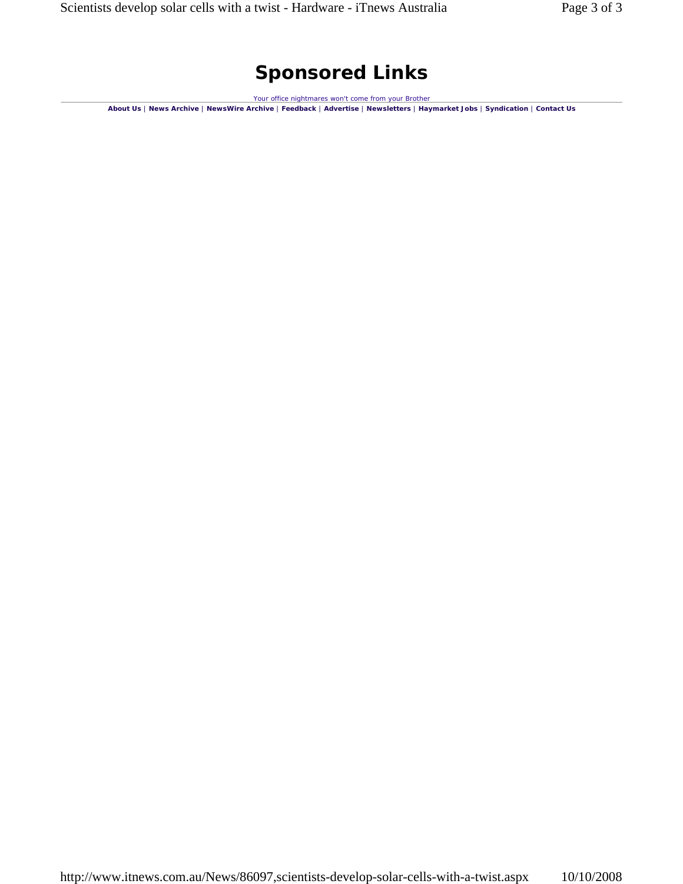# Sponsored Links

Your office nightmares won't come from your Brother

**About Us** | **News Archive** | **NewsWire Archive** | **Feedback** | **Advertise** | **Newsletters** | **Haymarket Jobs** | **Syndication** | **Contact Us**